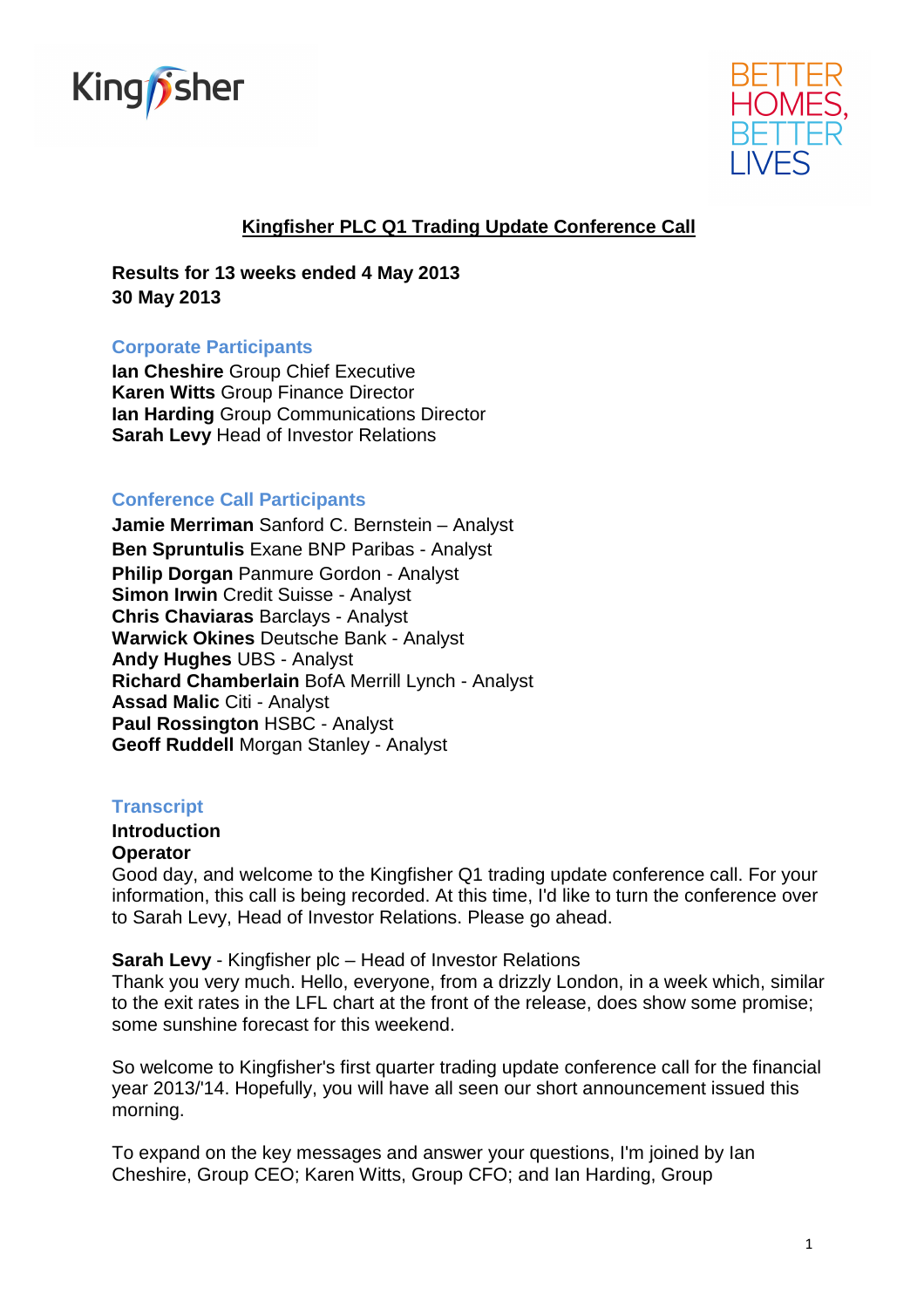Kingfisher

BETTER HOMES, BETTER LIVES

# Kingfisher PLC Q1 Trading Update Conference Call

**Results for 13 weeks ended 4 May 2013**
**30 May 2013**

## Corporate Participants

**Ian Cheshire** Group Chief Executive
**Karen Witts** Group Finance Director
**Ian Harding** Group Communications Director
**Sarah Levy** Head of Investor Relations

## Conference Call Participants

**Jamie Merriman** Sanford C. Bernstein – Analyst
**Ben Spruntulis** Exane BNP Paribas - Analyst
**Philip Dorgan** Panmure Gordon - Analyst
**Simon Irwin** Credit Suisse - Analyst
**Chris Chaviaras** Barclays - Analyst
**Warwick Okines** Deutsche Bank - Analyst
**Andy Hughes** UBS - Analyst
**Richard Chamberlain** BofA Merrill Lynch - Analyst
**Assad Malic** Citi - Analyst
**Paul Rossington** HSBC - Analyst
**Geoff Ruddell** Morgan Stanley - Analyst

## Transcript

### Introduction

**Operator**
Good day, and welcome to the Kingfisher Q1 trading update conference call. For your information, this call is being recorded. At this time, I'd like to turn the conference over to Sarah Levy, Head of Investor Relations. Please go ahead.

**Sarah Levy** - Kingfisher plc – Head of Investor Relations
Thank you very much. Hello, everyone, from a drizzly London, in a week which, similar to the exit rates in the LFL chart at the front of the release, does show some promise; some sunshine forecast for this weekend.

So welcome to Kingfisher's first quarter trading update conference call for the financial year 2013/'14. Hopefully, you will have all seen our short announcement issued this morning.

To expand on the key messages and answer your questions, I'm joined by Ian Cheshire, Group CEO; Karen Witts, Group CFO; and Ian Harding, Group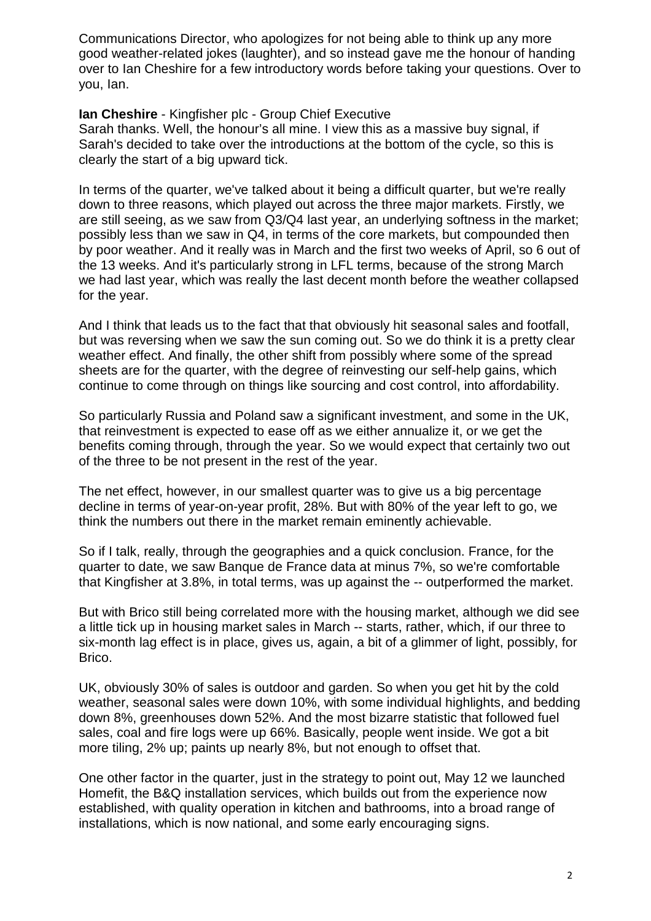Communications Director, who apologizes for not being able to think up any more good weather-related jokes (laughter), and so instead gave me the honour of handing over to Ian Cheshire for a few introductory words before taking your questions. Over to you, Ian.

**Ian Cheshire** - Kingfisher plc - Group Chief Executive

Sarah thanks. Well, the honour's all mine. I view this as a massive buy signal, if Sarah's decided to take over the introductions at the bottom of the cycle, so this is clearly the start of a big upward tick.

In terms of the quarter, we've talked about it being a difficult quarter, but we're really down to three reasons, which played out across the three major markets. Firstly, we are still seeing, as we saw from Q3/Q4 last year, an underlying softness in the market; possibly less than we saw in Q4, in terms of the core markets, but compounded then by poor weather. And it really was in March and the first two weeks of April, so 6 out of the 13 weeks. And it's particularly strong in LFL terms, because of the strong March we had last year, which was really the last decent month before the weather collapsed for the year.

And I think that leads us to the fact that that obviously hit seasonal sales and footfall, but was reversing when we saw the sun coming out. So we do think it is a pretty clear weather effect. And finally, the other shift from possibly where some of the spread sheets are for the quarter, with the degree of reinvesting our self-help gains, which continue to come through on things like sourcing and cost control, into affordability.

So particularly Russia and Poland saw a significant investment, and some in the UK, that reinvestment is expected to ease off as we either annualize it, or we get the benefits coming through, through the year. So we would expect that certainly two out of the three to be not present in the rest of the year.

The net effect, however, in our smallest quarter was to give us a big percentage decline in terms of year-on-year profit, 28%. But with 80% of the year left to go, we think the numbers out there in the market remain eminently achievable.

So if I talk, really, through the geographies and a quick conclusion. France, for the quarter to date, we saw Banque de France data at minus 7%, so we're comfortable that Kingfisher at 3.8%, in total terms, was up against the -- outperformed the market.

But with Brico still being correlated more with the housing market, although we did see a little tick up in housing market sales in March -- starts, rather, which, if our three to six-month lag effect is in place, gives us, again, a bit of a glimmer of light, possibly, for Brico.

UK, obviously 30% of sales is outdoor and garden. So when you get hit by the cold weather, seasonal sales were down 10%, with some individual highlights, and bedding down 8%, greenhouses down 52%. And the most bizarre statistic that followed fuel sales, coal and fire logs were up 66%. Basically, people went inside. We got a bit more tiling, 2% up; paints up nearly 8%, but not enough to offset that.

One other factor in the quarter, just in the strategy to point out, May 12 we launched Homefit, the B&Q installation services, which builds out from the experience now established, with quality operation in kitchen and bathrooms, into a broad range of installations, which is now national, and some early encouraging signs.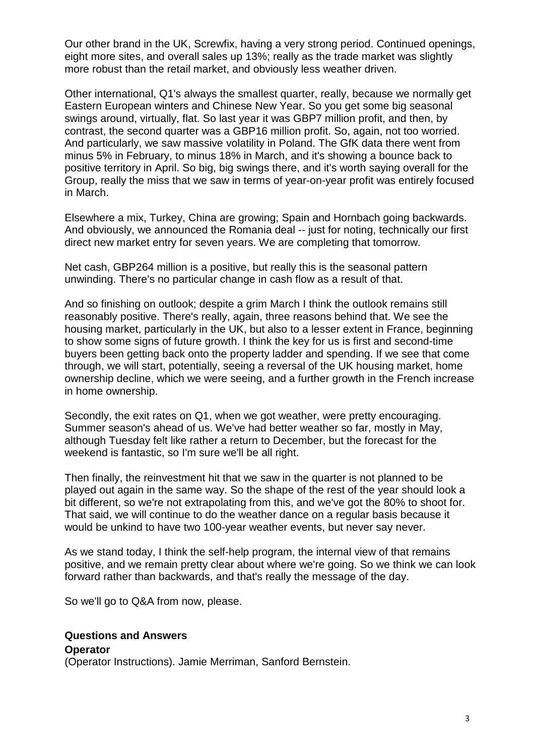Our other brand in the UK, Screwfix, having a very strong period. Continued openings, eight more sites, and overall sales up 13%; really as the trade market was slightly more robust than the retail market, and obviously less weather driven.

Other international, Q1's always the smallest quarter, really, because we normally get Eastern European winters and Chinese New Year. So you get some big seasonal swings around, virtually, flat. So last year it was GBP7 million profit, and then, by contrast, the second quarter was a GBP16 million profit. So, again, not too worried. And particularly, we saw massive volatility in Poland. The GfK data there went from minus 5% in February, to minus 18% in March, and it's showing a bounce back to positive territory in April. So big, big swings there, and it's worth saying overall for the Group, really the miss that we saw in terms of year-on-year profit was entirely focused in March.

Elsewhere a mix, Turkey, China are growing; Spain and Hornbach going backwards. And obviously, we announced the Romania deal -- just for noting, technically our first direct new market entry for seven years. We are completing that tomorrow.

Net cash, GBP264 million is a positive, but really this is the seasonal pattern unwinding. There's no particular change in cash flow as a result of that.

And so finishing on outlook; despite a grim March I think the outlook remains still reasonably positive. There's really, again, three reasons behind that. We see the housing market, particularly in the UK, but also to a lesser extent in France, beginning to show some signs of future growth. I think the key for us is first and second-time buyers been getting back onto the property ladder and spending. If we see that come through, we will start, potentially, seeing a reversal of the UK housing market, home ownership decline, which we were seeing, and a further growth in the French increase in home ownership.

Secondly, the exit rates on Q1, when we got weather, were pretty encouraging. Summer season's ahead of us. We've had better weather so far, mostly in May, although Tuesday felt like rather a return to December, but the forecast for the weekend is fantastic, so I'm sure we'll be all right.

Then finally, the reinvestment hit that we saw in the quarter is not planned to be played out again in the same way. So the shape of the rest of the year should look a bit different, so we're not extrapolating from this, and we've got the 80% to shoot for. That said, we will continue to do the weather dance on a regular basis because it would be unkind to have two 100-year weather events, but never say never.

As we stand today, I think the self-help program, the internal view of that remains positive, and we remain pretty clear about where we're going. So we think we can look forward rather than backwards, and that's really the message of the day.

So we'll go to Q&A from now, please.

## Questions and Answers

**Operator**

(Operator Instructions). Jamie Merriman, Sanford Bernstein.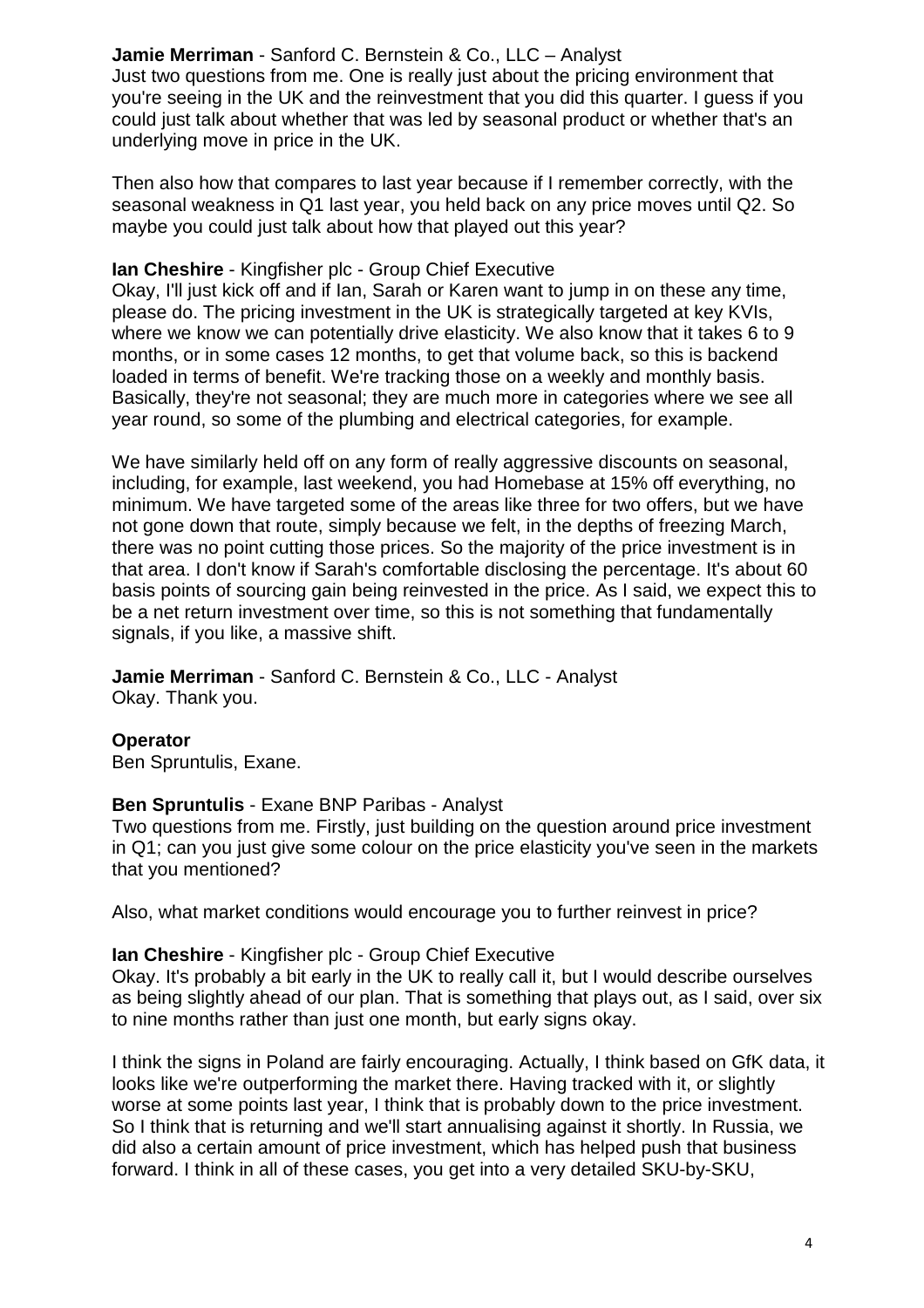**Jamie Merriman** - Sanford C. Bernstein & Co., LLC – Analyst
Just two questions from me. One is really just about the pricing environment that you're seeing in the UK and the reinvestment that you did this quarter. I guess if you could just talk about whether that was led by seasonal product or whether that's an underlying move in price in the UK.

Then also how that compares to last year because if I remember correctly, with the seasonal weakness in Q1 last year, you held back on any price moves until Q2. So maybe you could just talk about how that played out this year?

**Ian Cheshire** - Kingfisher plc - Group Chief Executive
Okay, I'll just kick off and if Ian, Sarah or Karen want to jump in on these any time, please do. The pricing investment in the UK is strategically targeted at key KVIs, where we know we can potentially drive elasticity. We also know that it takes 6 to 9 months, or in some cases 12 months, to get that volume back, so this is backend loaded in terms of benefit. We're tracking those on a weekly and monthly basis. Basically, they're not seasonal; they are much more in categories where we see all year round, so some of the plumbing and electrical categories, for example.

We have similarly held off on any form of really aggressive discounts on seasonal, including, for example, last weekend, you had Homebase at 15% off everything, no minimum. We have targeted some of the areas like three for two offers, but we have not gone down that route, simply because we felt, in the depths of freezing March, there was no point cutting those prices. So the majority of the price investment is in that area. I don't know if Sarah's comfortable disclosing the percentage. It's about 60 basis points of sourcing gain being reinvested in the price. As I said, we expect this to be a net return investment over time, so this is not something that fundamentally signals, if you like, a massive shift.

**Jamie Merriman** - Sanford C. Bernstein & Co., LLC - Analyst
Okay. Thank you.

**Operator**
Ben Spruntulis, Exane.

**Ben Spruntulis** - Exane BNP Paribas - Analyst
Two questions from me. Firstly, just building on the question around price investment in Q1; can you just give some colour on the price elasticity you've seen in the markets that you mentioned?

Also, what market conditions would encourage you to further reinvest in price?

**Ian Cheshire** - Kingfisher plc - Group Chief Executive
Okay. It's probably a bit early in the UK to really call it, but I would describe ourselves as being slightly ahead of our plan. That is something that plays out, as I said, over six to nine months rather than just one month, but early signs okay.

I think the signs in Poland are fairly encouraging. Actually, I think based on GfK data, it looks like we're outperforming the market there. Having tracked with it, or slightly worse at some points last year, I think that is probably down to the price investment. So I think that is returning and we'll start annualising against it shortly. In Russia, we did also a certain amount of price investment, which has helped push that business forward. I think in all of these cases, you get into a very detailed SKU-by-SKU,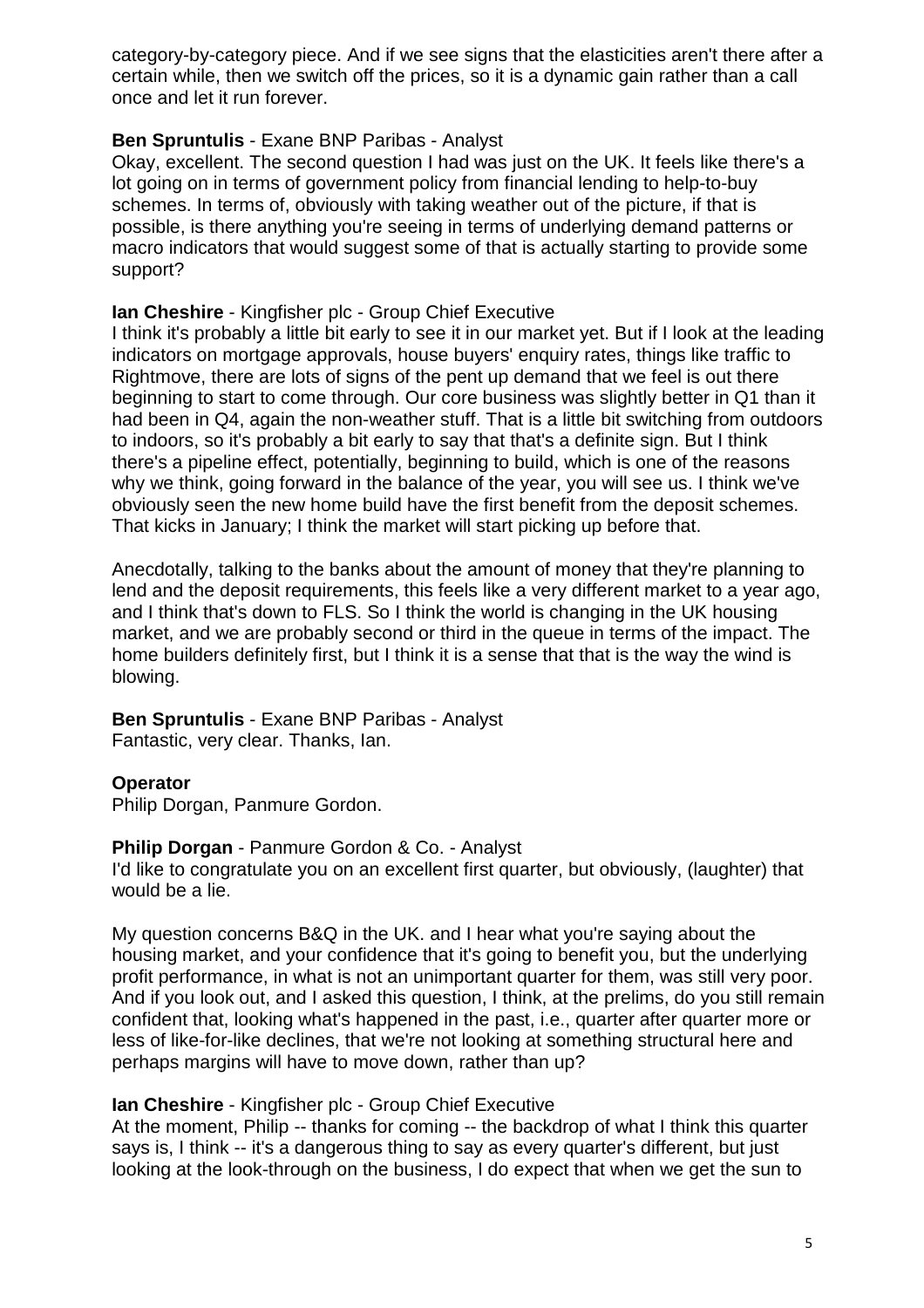category-by-category piece. And if we see signs that the elasticities aren't there after a certain while, then we switch off the prices, so it is a dynamic gain rather than a call once and let it run forever.

**Ben Spruntulis** - Exane BNP Paribas - Analyst
Okay, excellent. The second question I had was just on the UK. It feels like there's a lot going on in terms of government policy from financial lending to help-to-buy schemes. In terms of, obviously with taking weather out of the picture, if that is possible, is there anything you're seeing in terms of underlying demand patterns or macro indicators that would suggest some of that is actually starting to provide some support?

**Ian Cheshire** - Kingfisher plc - Group Chief Executive
I think it's probably a little bit early to see it in our market yet. But if I look at the leading indicators on mortgage approvals, house buyers' enquiry rates, things like traffic to Rightmove, there are lots of signs of the pent up demand that we feel is out there beginning to start to come through. Our core business was slightly better in Q1 than it had been in Q4, again the non-weather stuff. That is a little bit switching from outdoors to indoors, so it's probably a bit early to say that that's a definite sign. But I think there's a pipeline effect, potentially, beginning to build, which is one of the reasons why we think, going forward in the balance of the year, you will see us. I think we've obviously seen the new home build have the first benefit from the deposit schemes. That kicks in January; I think the market will start picking up before that.

Anecdotally, talking to the banks about the amount of money that they're planning to lend and the deposit requirements, this feels like a very different market to a year ago, and I think that's down to FLS. So I think the world is changing in the UK housing market, and we are probably second or third in the queue in terms of the impact. The home builders definitely first, but I think it is a sense that that is the way the wind is blowing.

**Ben Spruntulis** - Exane BNP Paribas - Analyst
Fantastic, very clear. Thanks, Ian.

**Operator**
Philip Dorgan, Panmure Gordon.

**Philip Dorgan** - Panmure Gordon & Co. - Analyst
I'd like to congratulate you on an excellent first quarter, but obviously, (laughter) that would be a lie.

My question concerns B&Q in the UK. and I hear what you're saying about the housing market, and your confidence that it's going to benefit you, but the underlying profit performance, in what is not an unimportant quarter for them, was still very poor. And if you look out, and I asked this question, I think, at the prelims, do you still remain confident that, looking what's happened in the past, i.e., quarter after quarter more or less of like-for-like declines, that we're not looking at something structural here and perhaps margins will have to move down, rather than up?

**Ian Cheshire** - Kingfisher plc - Group Chief Executive
At the moment, Philip -- thanks for coming -- the backdrop of what I think this quarter says is, I think -- it's a dangerous thing to say as every quarter's different, but just looking at the look-through on the business, I do expect that when we get the sun to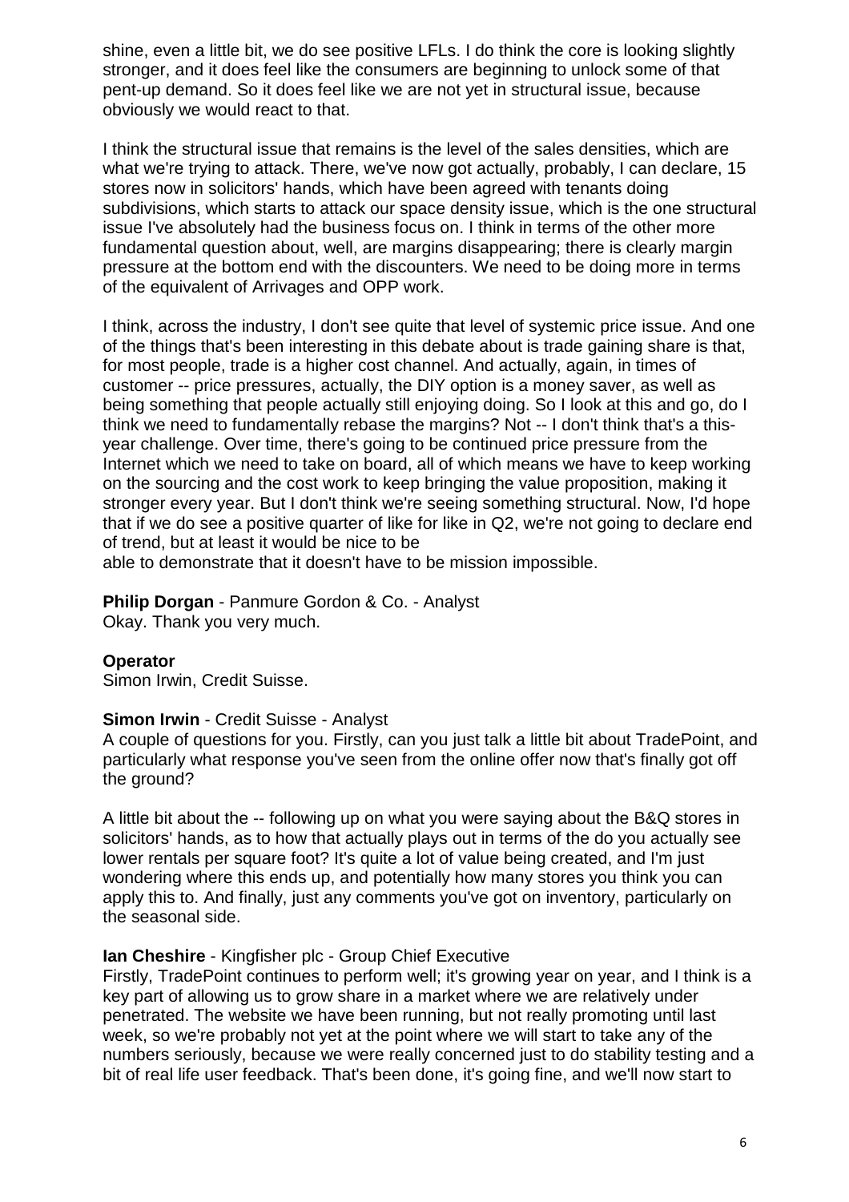shine, even a little bit, we do see positive LFLs. I do think the core is looking slightly stronger, and it does feel like the consumers are beginning to unlock some of that pent-up demand. So it does feel like we are not yet in structural issue, because obviously we would react to that.

I think the structural issue that remains is the level of the sales densities, which are what we're trying to attack. There, we've now got actually, probably, I can declare, 15 stores now in solicitors' hands, which have been agreed with tenants doing subdivisions, which starts to attack our space density issue, which is the one structural issue I've absolutely had the business focus on. I think in terms of the other more fundamental question about, well, are margins disappearing; there is clearly margin pressure at the bottom end with the discounters. We need to be doing more in terms of the equivalent of Arrivages and OPP work.

I think, across the industry, I don't see quite that level of systemic price issue. And one of the things that's been interesting in this debate about is trade gaining share is that, for most people, trade is a higher cost channel. And actually, again, in times of customer -- price pressures, actually, the DIY option is a money saver, as well as being something that people actually still enjoying doing. So I look at this and go, do I think we need to fundamentally rebase the margins? Not -- I don't think that's a this-year challenge. Over time, there's going to be continued price pressure from the Internet which we need to take on board, all of which means we have to keep working on the sourcing and the cost work to keep bringing the value proposition, making it stronger every year. But I don't think we're seeing something structural. Now, I'd hope that if we do see a positive quarter of like for like in Q2, we're not going to declare end of trend, but at least it would be nice to be able to demonstrate that it doesn't have to be mission impossible.

**Philip Dorgan** - Panmure Gordon & Co. - Analyst
Okay. Thank you very much.

**Operator**
Simon Irwin, Credit Suisse.

**Simon Irwin** - Credit Suisse - Analyst
A couple of questions for you. Firstly, can you just talk a little bit about TradePoint, and particularly what response you've seen from the online offer now that's finally got off the ground?

A little bit about the -- following up on what you were saying about the B&Q stores in solicitors' hands, as to how that actually plays out in terms of the do you actually see lower rentals per square foot? It's quite a lot of value being created, and I'm just wondering where this ends up, and potentially how many stores you think you can apply this to. And finally, just any comments you've got on inventory, particularly on the seasonal side.

**Ian Cheshire** - Kingfisher plc - Group Chief Executive
Firstly, TradePoint continues to perform well; it's growing year on year, and I think is a key part of allowing us to grow share in a market where we are relatively under penetrated. The website we have been running, but not really promoting until last week, so we're probably not yet at the point where we will start to take any of the numbers seriously, because we were really concerned just to do stability testing and a bit of real life user feedback. That's been done, it's going fine, and we'll now start to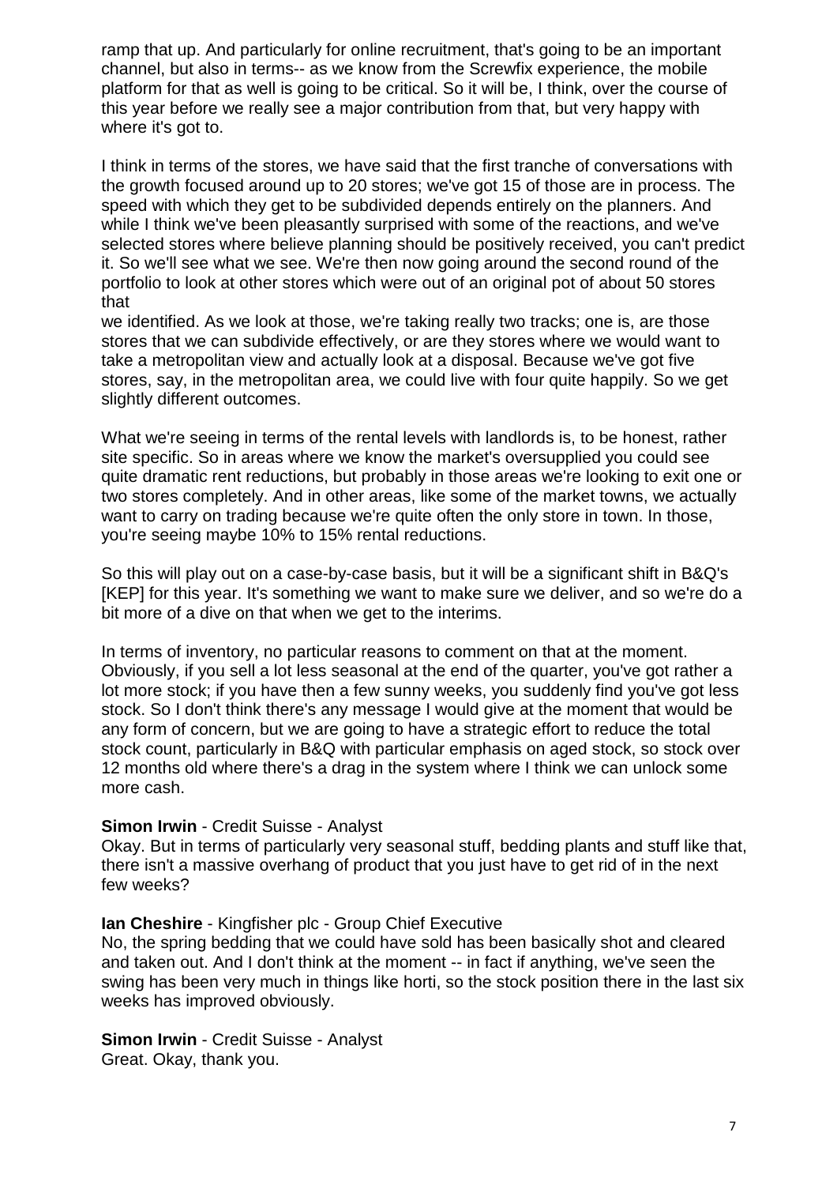ramp that up. And particularly for online recruitment, that's going to be an important channel, but also in terms-- as we know from the Screwfix experience, the mobile platform for that as well is going to be critical. So it will be, I think, over the course of this year before we really see a major contribution from that, but very happy with where it's got to.

I think in terms of the stores, we have said that the first tranche of conversations with the growth focused around up to 20 stores; we've got 15 of those are in process. The speed with which they get to be subdivided depends entirely on the planners. And while I think we've been pleasantly surprised with some of the reactions, and we've selected stores where believe planning should be positively received, you can't predict it. So we'll see what we see. We're then now going around the second round of the portfolio to look at other stores which were out of an original pot of about 50 stores that we identified. As we look at those, we're taking really two tracks; one is, are those stores that we can subdivide effectively, or are they stores where we would want to take a metropolitan view and actually look at a disposal. Because we've got five stores, say, in the metropolitan area, we could live with four quite happily. So we get slightly different outcomes.

What we're seeing in terms of the rental levels with landlords is, to be honest, rather site specific. So in areas where we know the market's oversupplied you could see quite dramatic rent reductions, but probably in those areas we're looking to exit one or two stores completely. And in other areas, like some of the market towns, we actually want to carry on trading because we're quite often the only store in town. In those, you're seeing maybe 10% to 15% rental reductions.

So this will play out on a case-by-case basis, but it will be a significant shift in B&Q's [KEP] for this year. It's something we want to make sure we deliver, and so we're do a bit more of a dive on that when we get to the interims.

In terms of inventory, no particular reasons to comment on that at the moment. Obviously, if you sell a lot less seasonal at the end of the quarter, you've got rather a lot more stock; if you have then a few sunny weeks, you suddenly find you've got less stock. So I don't think there's any message I would give at the moment that would be any form of concern, but we are going to have a strategic effort to reduce the total stock count, particularly in B&Q with particular emphasis on aged stock, so stock over 12 months old where there's a drag in the system where I think we can unlock some more cash.

**Simon Irwin** - Credit Suisse - Analyst
Okay. But in terms of particularly very seasonal stuff, bedding plants and stuff like that, there isn't a massive overhang of product that you just have to get rid of in the next few weeks?

**Ian Cheshire** - Kingfisher plc - Group Chief Executive
No, the spring bedding that we could have sold has been basically shot and cleared and taken out. And I don't think at the moment -- in fact if anything, we've seen the swing has been very much in things like horti, so the stock position there in the last six weeks has improved obviously.

**Simon Irwin** - Credit Suisse - Analyst
Great. Okay, thank you.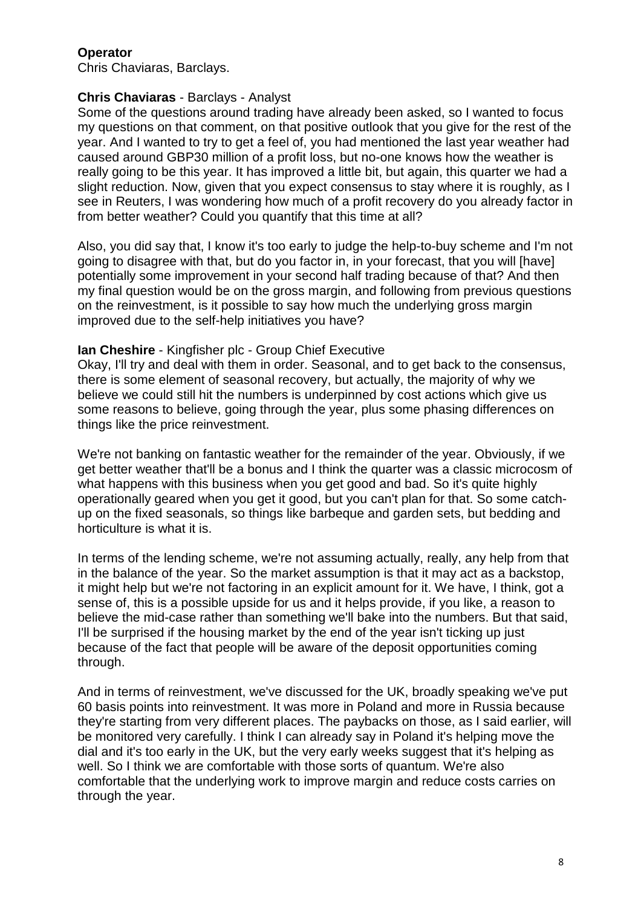**Operator**
Chris Chaviaras, Barclays.

**Chris Chaviaras** - Barclays - Analyst
Some of the questions around trading have already been asked, so I wanted to focus my questions on that comment, on that positive outlook that you give for the rest of the year. And I wanted to try to get a feel of, you had mentioned the last year weather had caused around GBP30 million of a profit loss, but no-one knows how the weather is really going to be this year. It has improved a little bit, but again, this quarter we had a slight reduction. Now, given that you expect consensus to stay where it is roughly, as I see in Reuters, I was wondering how much of a profit recovery do you already factor in from better weather? Could you quantify that this time at all?

Also, you did say that, I know it's too early to judge the help-to-buy scheme and I'm not going to disagree with that, but do you factor in, in your forecast, that you will [have] potentially some improvement in your second half trading because of that? And then my final question would be on the gross margin, and following from previous questions on the reinvestment, is it possible to say how much the underlying gross margin improved due to the self-help initiatives you have?

**Ian Cheshire** - Kingfisher plc - Group Chief Executive
Okay, I'll try and deal with them in order. Seasonal, and to get back to the consensus, there is some element of seasonal recovery, but actually, the majority of why we believe we could still hit the numbers is underpinned by cost actions which give us some reasons to believe, going through the year, plus some phasing differences on things like the price reinvestment.

We're not banking on fantastic weather for the remainder of the year. Obviously, if we get better weather that'll be a bonus and I think the quarter was a classic microcosm of what happens with this business when you get good and bad. So it's quite highly operationally geared when you get it good, but you can't plan for that. So some catch-up on the fixed seasonals, so things like barbeque and garden sets, but bedding and horticulture is what it is.

In terms of the lending scheme, we're not assuming actually, really, any help from that in the balance of the year. So the market assumption is that it may act as a backstop, it might help but we're not factoring in an explicit amount for it. We have, I think, got a sense of, this is a possible upside for us and it helps provide, if you like, a reason to believe the mid-case rather than something we'll bake into the numbers. But that said, I'll be surprised if the housing market by the end of the year isn't ticking up just because of the fact that people will be aware of the deposit opportunities coming through.

And in terms of reinvestment, we've discussed for the UK, broadly speaking we've put 60 basis points into reinvestment. It was more in Poland and more in Russia because they're starting from very different places. The paybacks on those, as I said earlier, will be monitored very carefully. I think I can already say in Poland it's helping move the dial and it's too early in the UK, but the very early weeks suggest that it's helping as well. So I think we are comfortable with those sorts of quantum. We're also comfortable that the underlying work to improve margin and reduce costs carries on through the year.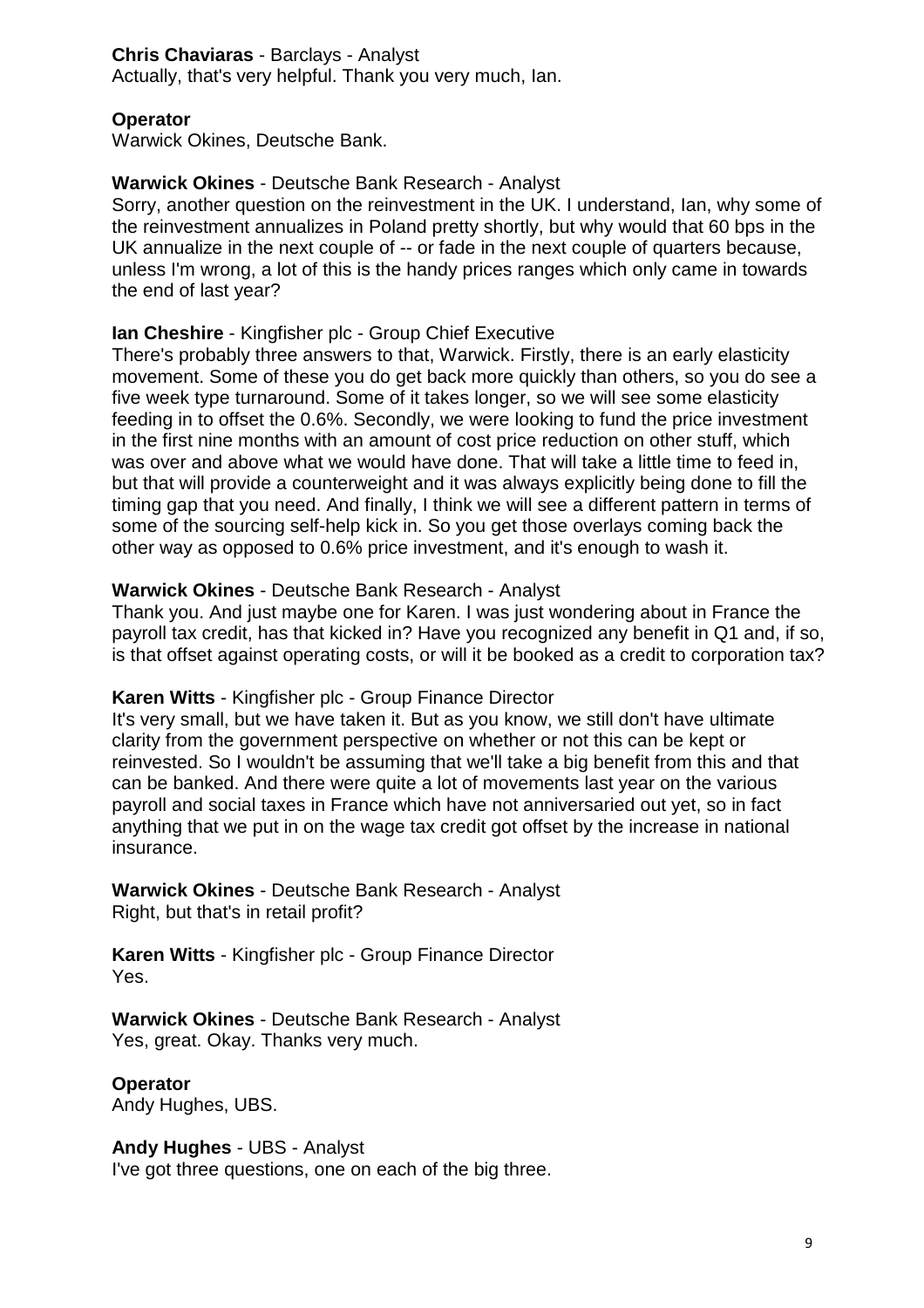**Chris Chaviaras** - Barclays - Analyst
Actually, that's very helpful. Thank you very much, Ian.

**Operator**
Warwick Okines, Deutsche Bank.

**Warwick Okines** - Deutsche Bank Research - Analyst
Sorry, another question on the reinvestment in the UK. I understand, Ian, why some of the reinvestment annualizes in Poland pretty shortly, but why would that 60 bps in the UK annualize in the next couple of -- or fade in the next couple of quarters because, unless I'm wrong, a lot of this is the handy prices ranges which only came in towards the end of last year?

**Ian Cheshire** - Kingfisher plc - Group Chief Executive
There's probably three answers to that, Warwick. Firstly, there is an early elasticity movement. Some of these you do get back more quickly than others, so you do see a five week type turnaround. Some of it takes longer, so we will see some elasticity feeding in to offset the 0.6%. Secondly, we were looking to fund the price investment in the first nine months with an amount of cost price reduction on other stuff, which was over and above what we would have done. That will take a little time to feed in, but that will provide a counterweight and it was always explicitly being done to fill the timing gap that you need. And finally, I think we will see a different pattern in terms of some of the sourcing self-help kick in. So you get those overlays coming back the other way as opposed to 0.6% price investment, and it's enough to wash it.

**Warwick Okines** - Deutsche Bank Research - Analyst
Thank you. And just maybe one for Karen. I was just wondering about in France the payroll tax credit, has that kicked in? Have you recognized any benefit in Q1 and, if so, is that offset against operating costs, or will it be booked as a credit to corporation tax?

**Karen Witts** - Kingfisher plc - Group Finance Director
It's very small, but we have taken it. But as you know, we still don't have ultimate clarity from the government perspective on whether or not this can be kept or reinvested. So I wouldn't be assuming that we'll take a big benefit from this and that can be banked. And there were quite a lot of movements last year on the various payroll and social taxes in France which have not anniversaried out yet, so in fact anything that we put in on the wage tax credit got offset by the increase in national insurance.

**Warwick Okines** - Deutsche Bank Research - Analyst
Right, but that's in retail profit?

**Karen Witts** - Kingfisher plc - Group Finance Director
Yes.

**Warwick Okines** - Deutsche Bank Research - Analyst
Yes, great. Okay. Thanks very much.

**Operator**
Andy Hughes, UBS.

**Andy Hughes** - UBS - Analyst
I've got three questions, one on each of the big three.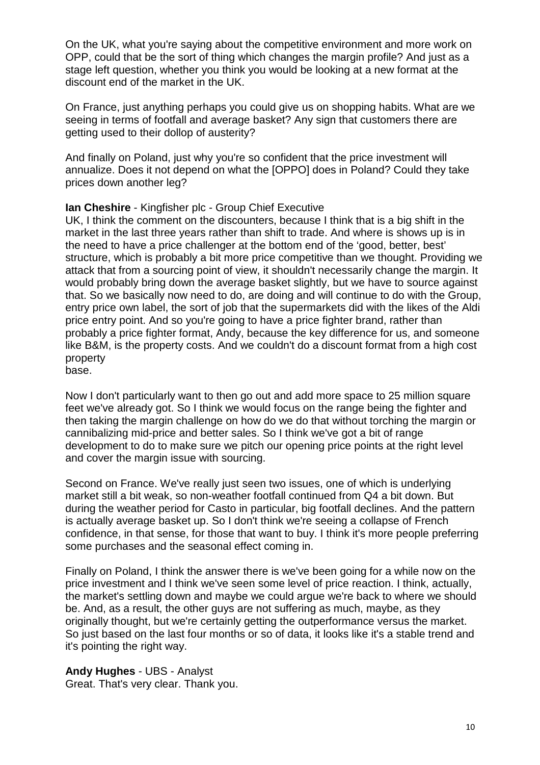On the UK, what you're saying about the competitive environment and more work on OPP, could that be the sort of thing which changes the margin profile? And just as a stage left question, whether you think you would be looking at a new format at the discount end of the market in the UK.

On France, just anything perhaps you could give us on shopping habits. What are we seeing in terms of footfall and average basket? Any sign that customers there are getting used to their dollop of austerity?

And finally on Poland, just why you're so confident that the price investment will annualize. Does it not depend on what the [OPPO] does in Poland? Could they take prices down another leg?

**Ian Cheshire** - Kingfisher plc - Group Chief Executive

UK, I think the comment on the discounters, because I think that is a big shift in the market in the last three years rather than shift to trade. And where is shows up is in the need to have a price challenger at the bottom end of the 'good, better, best' structure, which is probably a bit more price competitive than we thought. Providing we attack that from a sourcing point of view, it shouldn't necessarily change the margin. It would probably bring down the average basket slightly, but we have to source against that. So we basically now need to do, are doing and will continue to do with the Group, entry price own label, the sort of job that the supermarkets did with the likes of the Aldi price entry point. And so you're going to have a price fighter brand, rather than probably a price fighter format, Andy, because the key difference for us, and someone like B&M, is the property costs. And we couldn't do a discount format from a high cost property base.

Now I don't particularly want to then go out and add more space to 25 million square feet we've already got. So I think we would focus on the range being the fighter and then taking the margin challenge on how do we do that without torching the margin or cannibalizing mid-price and better sales. So I think we've got a bit of range development to do to make sure we pitch our opening price points at the right level and cover the margin issue with sourcing.

Second on France. We've really just seen two issues, one of which is underlying market still a bit weak, so non-weather footfall continued from Q4 a bit down. But during the weather period for Casto in particular, big footfall declines. And the pattern is actually average basket up. So I don't think we're seeing a collapse of French confidence, in that sense, for those that want to buy. I think it's more people preferring some purchases and the seasonal effect coming in.

Finally on Poland, I think the answer there is we've been going for a while now on the price investment and I think we've seen some level of price reaction. I think, actually, the market's settling down and maybe we could argue we're back to where we should be. And, as a result, the other guys are not suffering as much, maybe, as they originally thought, but we're certainly getting the outperformance versus the market. So just based on the last four months or so of data, it looks like it's a stable trend and it's pointing the right way.

**Andy Hughes** - UBS - Analyst

Great. That's very clear. Thank you.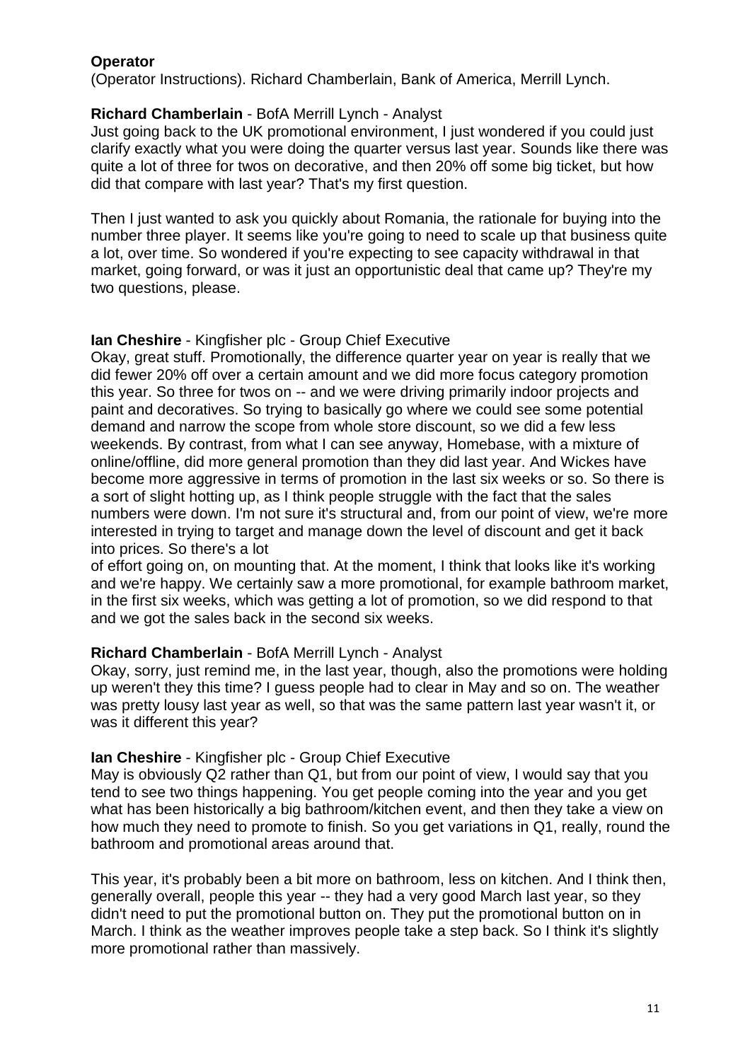**Operator**
(Operator Instructions). Richard Chamberlain, Bank of America, Merrill Lynch.

**Richard Chamberlain** - BofA Merrill Lynch - Analyst
Just going back to the UK promotional environment, I just wondered if you could just clarify exactly what you were doing the quarter versus last year. Sounds like there was quite a lot of three for twos on decorative, and then 20% off some big ticket, but how did that compare with last year? That's my first question.

Then I just wanted to ask you quickly about Romania, the rationale for buying into the number three player. It seems like you're going to need to scale up that business quite a lot, over time. So wondered if you're expecting to see capacity withdrawal in that market, going forward, or was it just an opportunistic deal that came up? They're my two questions, please.

**Ian Cheshire** - Kingfisher plc - Group Chief Executive
Okay, great stuff. Promotionally, the difference quarter year on year is really that we did fewer 20% off over a certain amount and we did more focus category promotion this year. So three for twos on -- and we were driving primarily indoor projects and paint and decoratives. So trying to basically go where we could see some potential demand and narrow the scope from whole store discount, so we did a few less weekends. By contrast, from what I can see anyway, Homebase, with a mixture of online/offline, did more general promotion than they did last year. And Wickes have become more aggressive in terms of promotion in the last six weeks or so. So there is a sort of slight hotting up, as I think people struggle with the fact that the sales numbers were down. I'm not sure it's structural and, from our point of view, we're more interested in trying to target and manage down the level of discount and get it back into prices. So there's a lot of effort going on, on mounting that. At the moment, I think that looks like it's working and we're happy. We certainly saw a more promotional, for example bathroom market, in the first six weeks, which was getting a lot of promotion, so we did respond to that and we got the sales back in the second six weeks.

**Richard Chamberlain** - BofA Merrill Lynch - Analyst
Okay, sorry, just remind me, in the last year, though, also the promotions were holding up weren't they this time? I guess people had to clear in May and so on. The weather was pretty lousy last year as well, so that was the same pattern last year wasn't it, or was it different this year?

**Ian Cheshire** - Kingfisher plc - Group Chief Executive
May is obviously Q2 rather than Q1, but from our point of view, I would say that you tend to see two things happening. You get people coming into the year and you get what has been historically a big bathroom/kitchen event, and then they take a view on how much they need to promote to finish. So you get variations in Q1, really, round the bathroom and promotional areas around that.

This year, it's probably been a bit more on bathroom, less on kitchen. And I think then, generally overall, people this year -- they had a very good March last year, so they didn't need to put the promotional button on. They put the promotional button on in March. I think as the weather improves people take a step back. So I think it's slightly more promotional rather than massively.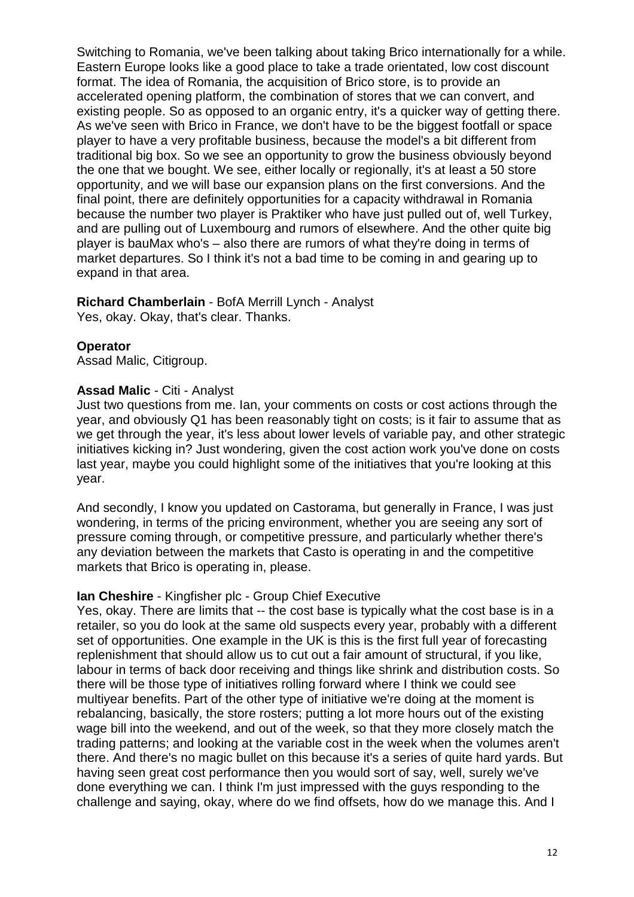Switching to Romania, we've been talking about taking Brico internationally for a while. Eastern Europe looks like a good place to take a trade orientated, low cost discount format. The idea of Romania, the acquisition of Brico store, is to provide an accelerated opening platform, the combination of stores that we can convert, and existing people. So as opposed to an organic entry, it's a quicker way of getting there. As we've seen with Brico in France, we don't have to be the biggest footfall or space player to have a very profitable business, because the model's a bit different from traditional big box. So we see an opportunity to grow the business obviously beyond the one that we bought. We see, either locally or regionally, it's at least a 50 store opportunity, and we will base our expansion plans on the first conversions. And the final point, there are definitely opportunities for a capacity withdrawal in Romania because the number two player is Praktiker who have just pulled out of, well Turkey, and are pulling out of Luxembourg and rumors of elsewhere. And the other quite big player is bauMax who's – also there are rumors of what they're doing in terms of market departures. So I think it's not a bad time to be coming in and gearing up to expand in that area.

**Richard Chamberlain** - BofA Merrill Lynch - Analyst
Yes, okay. Okay, that's clear. Thanks.

**Operator**
Assad Malic, Citigroup.

**Assad Malic** - Citi - Analyst
Just two questions from me. Ian, your comments on costs or cost actions through the year, and obviously Q1 has been reasonably tight on costs; is it fair to assume that as we get through the year, it's less about lower levels of variable pay, and other strategic initiatives kicking in? Just wondering, given the cost action work you've done on costs last year, maybe you could highlight some of the initiatives that you're looking at this year.

And secondly, I know you updated on Castorama, but generally in France, I was just wondering, in terms of the pricing environment, whether you are seeing any sort of pressure coming through, or competitive pressure, and particularly whether there's any deviation between the markets that Casto is operating in and the competitive markets that Brico is operating in, please.

**Ian Cheshire** - Kingfisher plc - Group Chief Executive
Yes, okay. There are limits that -- the cost base is typically what the cost base is in a retailer, so you do look at the same old suspects every year, probably with a different set of opportunities. One example in the UK is this is the first full year of forecasting replenishment that should allow us to cut out a fair amount of structural, if you like, labour in terms of back door receiving and things like shrink and distribution costs. So there will be those type of initiatives rolling forward where I think we could see multiyear benefits. Part of the other type of initiative we're doing at the moment is rebalancing, basically, the store rosters; putting a lot more hours out of the existing wage bill into the weekend, and out of the week, so that they more closely match the trading patterns; and looking at the variable cost in the week when the volumes aren't there. And there's no magic bullet on this because it's a series of quite hard yards. But having seen great cost performance then you would sort of say, well, surely we've done everything we can. I think I'm just impressed with the guys responding to the challenge and saying, okay, where do we find offsets, how do we manage this. And I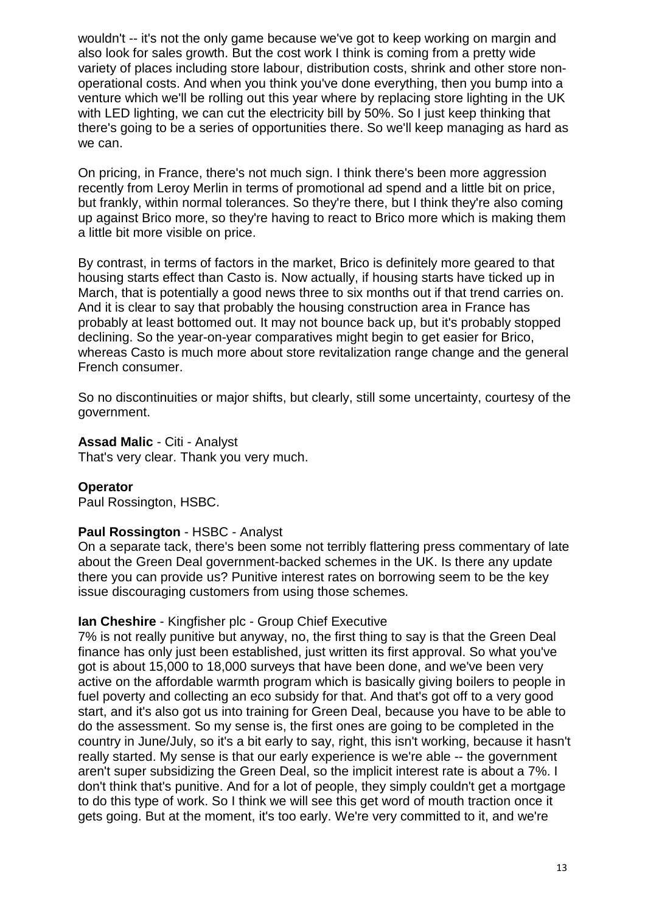wouldn't -- it's not the only game because we've got to keep working on margin and also look for sales growth. But the cost work I think is coming from a pretty wide variety of places including store labour, distribution costs, shrink and other store non-operational costs. And when you think you've done everything, then you bump into a venture which we'll be rolling out this year where by replacing store lighting in the UK with LED lighting, we can cut the electricity bill by 50%. So I just keep thinking that there's going to be a series of opportunities there. So we'll keep managing as hard as we can.

On pricing, in France, there's not much sign. I think there's been more aggression recently from Leroy Merlin in terms of promotional ad spend and a little bit on price, but frankly, within normal tolerances. So they're there, but I think they're also coming up against Brico more, so they're having to react to Brico more which is making them a little bit more visible on price.

By contrast, in terms of factors in the market, Brico is definitely more geared to that housing starts effect than Casto is. Now actually, if housing starts have ticked up in March, that is potentially a good news three to six months out if that trend carries on. And it is clear to say that probably the housing construction area in France has probably at least bottomed out. It may not bounce back up, but it's probably stopped declining. So the year-on-year comparatives might begin to get easier for Brico, whereas Casto is much more about store revitalization range change and the general French consumer.

So no discontinuities or major shifts, but clearly, still some uncertainty, courtesy of the government.

**Assad Malic** - Citi - Analyst
That's very clear. Thank you very much.

**Operator**
Paul Rossington, HSBC.

**Paul Rossington** - HSBC - Analyst
On a separate tack, there's been some not terribly flattering press commentary of late about the Green Deal government-backed schemes in the UK. Is there any update there you can provide us? Punitive interest rates on borrowing seem to be the key issue discouraging customers from using those schemes.

**Ian Cheshire** - Kingfisher plc - Group Chief Executive
7% is not really punitive but anyway, no, the first thing to say is that the Green Deal finance has only just been established, just written its first approval. So what you've got is about 15,000 to 18,000 surveys that have been done, and we've been very active on the affordable warmth program which is basically giving boilers to people in fuel poverty and collecting an eco subsidy for that. And that's got off to a very good start, and it's also got us into training for Green Deal, because you have to be able to do the assessment. So my sense is, the first ones are going to be completed in the country in June/July, so it's a bit early to say, right, this isn't working, because it hasn't really started. My sense is that our early experience is we're able -- the government aren't super subsidizing the Green Deal, so the implicit interest rate is about a 7%. I don't think that's punitive. And for a lot of people, they simply couldn't get a mortgage to do this type of work. So I think we will see this get word of mouth traction once it gets going. But at the moment, it's too early. We're very committed to it, and we're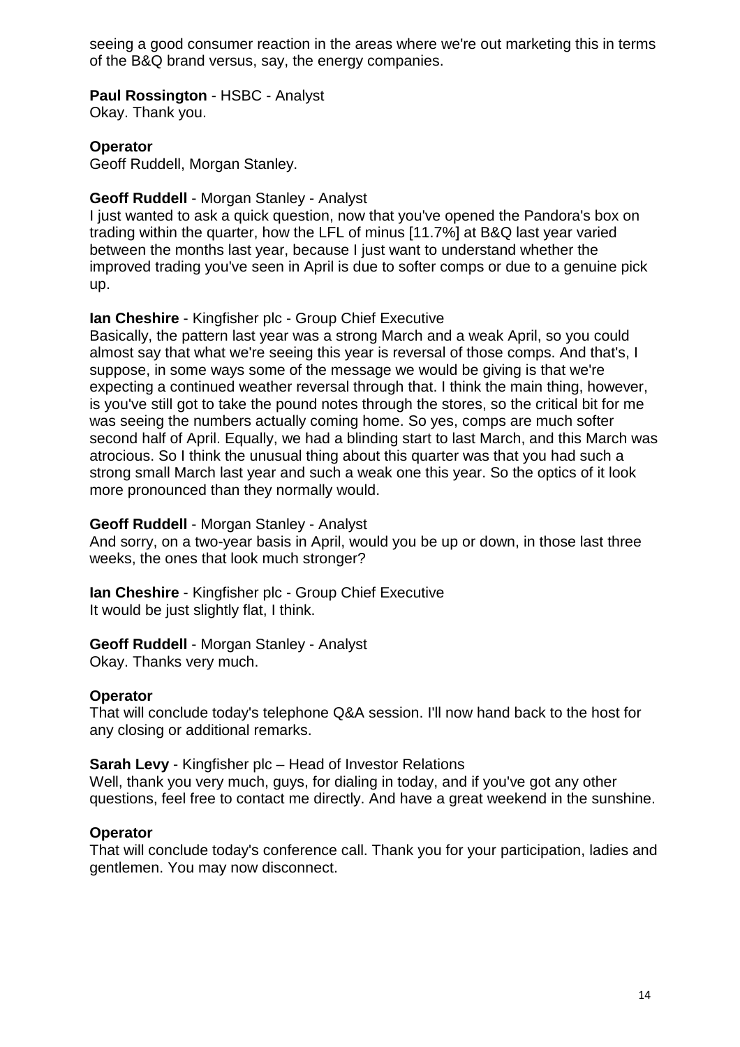seeing a good consumer reaction in the areas where we're out marketing this in terms of the B&Q brand versus, say, the energy companies.

**Paul Rossington** - HSBC - Analyst
Okay. Thank you.

**Operator**
Geoff Ruddell, Morgan Stanley.

**Geoff Ruddell** - Morgan Stanley - Analyst
I just wanted to ask a quick question, now that you've opened the Pandora's box on trading within the quarter, how the LFL of minus [11.7%] at B&Q last year varied between the months last year, because I just want to understand whether the improved trading you've seen in April is due to softer comps or due to a genuine pick up.

**Ian Cheshire** - Kingfisher plc - Group Chief Executive
Basically, the pattern last year was a strong March and a weak April, so you could almost say that what we're seeing this year is reversal of those comps. And that's, I suppose, in some ways some of the message we would be giving is that we're expecting a continued weather reversal through that. I think the main thing, however, is you've still got to take the pound notes through the stores, so the critical bit for me was seeing the numbers actually coming home. So yes, comps are much softer second half of April. Equally, we had a blinding start to last March, and this March was atrocious. So I think the unusual thing about this quarter was that you had such a strong small March last year and such a weak one this year. So the optics of it look more pronounced than they normally would.

**Geoff Ruddell** - Morgan Stanley - Analyst
And sorry, on a two-year basis in April, would you be up or down, in those last three weeks, the ones that look much stronger?

**Ian Cheshire** - Kingfisher plc - Group Chief Executive
It would be just slightly flat, I think.

**Geoff Ruddell** - Morgan Stanley - Analyst
Okay. Thanks very much.

**Operator**
That will conclude today's telephone Q&A session. I'll now hand back to the host for any closing or additional remarks.

**Sarah Levy** - Kingfisher plc – Head of Investor Relations
Well, thank you very much, guys, for dialing in today, and if you've got any other questions, feel free to contact me directly. And have a great weekend in the sunshine.

**Operator**
That will conclude today's conference call. Thank you for your participation, ladies and gentlemen. You may now disconnect.